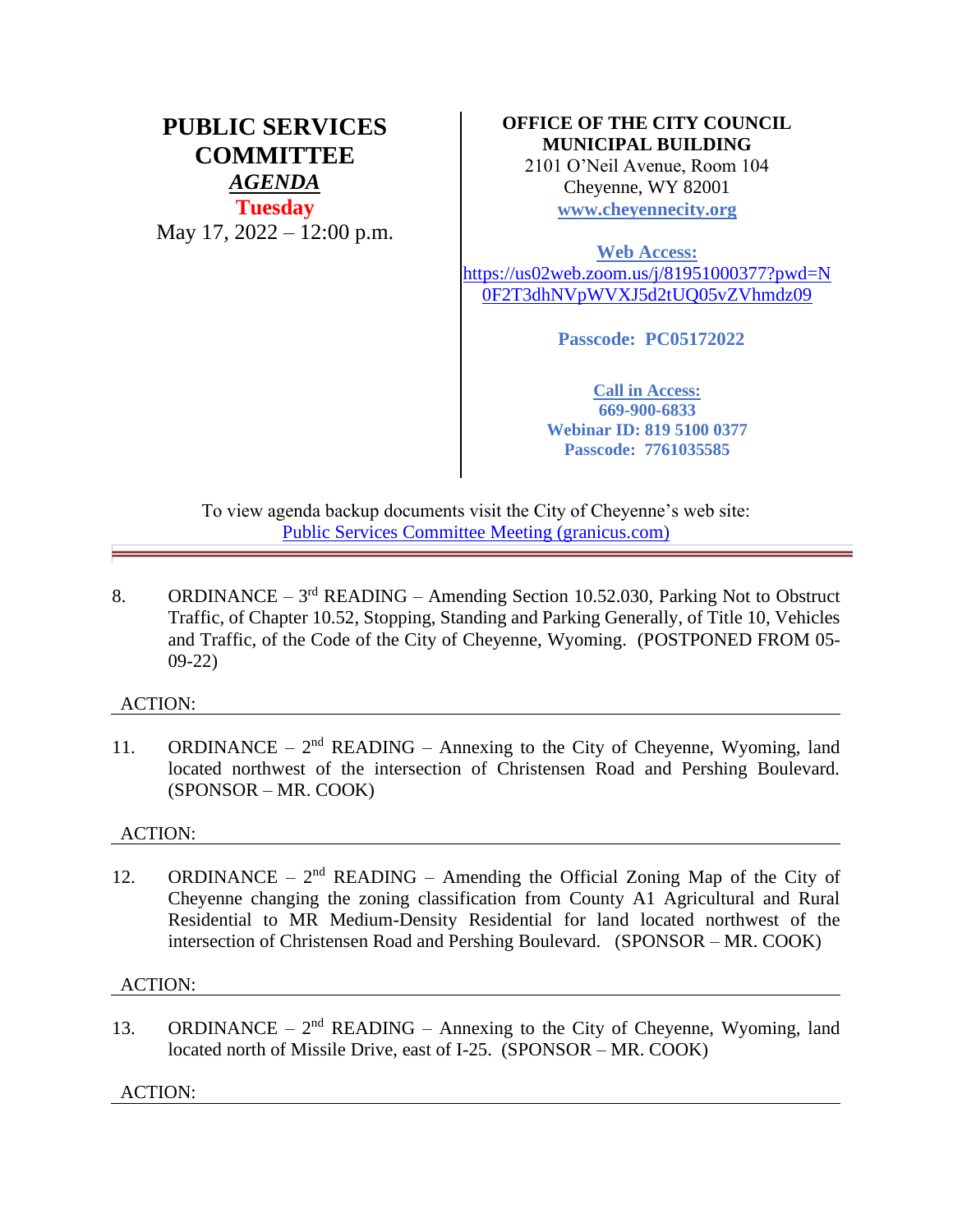# PUBLIC SERVICES COMMITTEE

## *AGENDA*

**Tuesday**

May 17, 2022 – 12:00 p.m.

**OFFICE OF THE CITY COUNCIL**
**MUNICIPAL BUILDING**
2101 O'Neil Avenue, Room 104
Cheyenne, WY 82001
**www.cheyennecity.org**

**Web Access:**
https://us02web.zoom.us/j/81951000377?pwd=N0F2T3dhNVpWVXJ5d2tUQ05vZVhmdz09

**Passcode: PC05172022**

**Call in Access:**
**669-900-6833**
**Webinar ID: 819 5100 0377**
**Passcode: 7761035585**

To view agenda backup documents visit the City of Cheyenne's web site:
Public Services Committee Meeting (granicus.com)

---

8. ORDINANCE – 3rd READING – Amending Section 10.52.030, Parking Not to Obstruct Traffic, of Chapter 10.52, Stopping, Standing and Parking Generally, of Title 10, Vehicles and Traffic, of the Code of the City of Cheyenne, Wyoming. (POSTPONED FROM 05-09-22)

ACTION:

---

11. ORDINANCE – 2nd READING – Annexing to the City of Cheyenne, Wyoming, land located northwest of the intersection of Christensen Road and Pershing Boulevard. (SPONSOR – MR. COOK)

ACTION:

---

12. ORDINANCE – 2nd READING – Amending the Official Zoning Map of the City of Cheyenne changing the zoning classification from County A1 Agricultural and Rural Residential to MR Medium-Density Residential for land located northwest of the intersection of Christensen Road and Pershing Boulevard. (SPONSOR – MR. COOK)

ACTION:

---

13. ORDINANCE – 2nd READING – Annexing to the City of Cheyenne, Wyoming, land located north of Missile Drive, east of I-25. (SPONSOR – MR. COOK)

ACTION:

---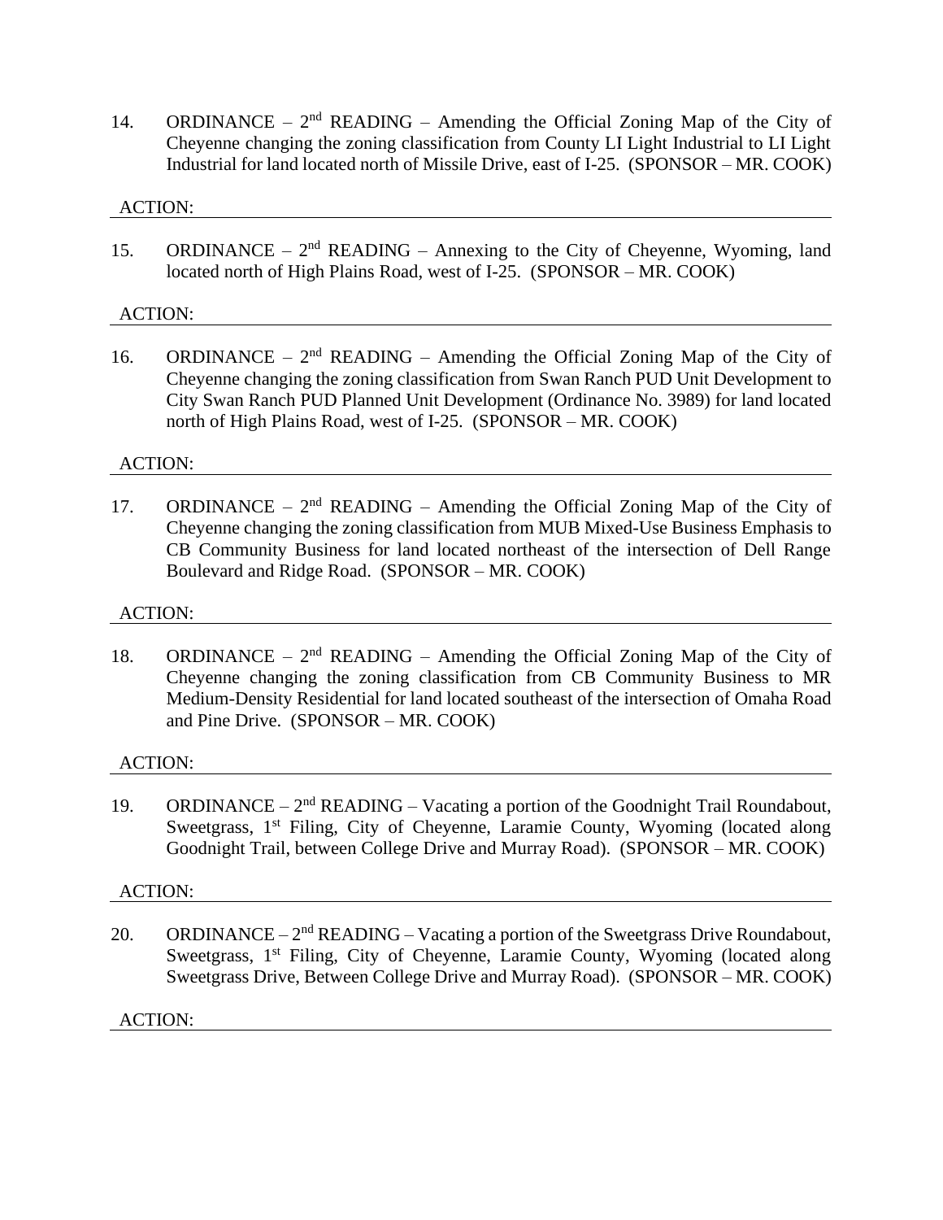14. ORDINANCE – 2nd READING – Amending the Official Zoning Map of the City of Cheyenne changing the zoning classification from County LI Light Industrial to LI Light Industrial for land located north of Missile Drive, east of I-25. (SPONSOR – MR. COOK)

ACTION:

15. ORDINANCE – 2nd READING – Annexing to the City of Cheyenne, Wyoming, land located north of High Plains Road, west of I-25. (SPONSOR – MR. COOK)

ACTION:

16. ORDINANCE – 2nd READING – Amending the Official Zoning Map of the City of Cheyenne changing the zoning classification from Swan Ranch PUD Unit Development to City Swan Ranch PUD Planned Unit Development (Ordinance No. 3989) for land located north of High Plains Road, west of I-25. (SPONSOR – MR. COOK)

ACTION:

17. ORDINANCE – 2nd READING – Amending the Official Zoning Map of the City of Cheyenne changing the zoning classification from MUB Mixed-Use Business Emphasis to CB Community Business for land located northeast of the intersection of Dell Range Boulevard and Ridge Road. (SPONSOR – MR. COOK)

ACTION:

18. ORDINANCE – 2nd READING – Amending the Official Zoning Map of the City of Cheyenne changing the zoning classification from CB Community Business to MR Medium-Density Residential for land located southeast of the intersection of Omaha Road and Pine Drive. (SPONSOR – MR. COOK)

ACTION:

19. ORDINANCE – 2nd READING – Vacating a portion of the Goodnight Trail Roundabout, Sweetgrass, 1st Filing, City of Cheyenne, Laramie County, Wyoming (located along Goodnight Trail, between College Drive and Murray Road). (SPONSOR – MR. COOK)

ACTION:

20. ORDINANCE – 2nd READING – Vacating a portion of the Sweetgrass Drive Roundabout, Sweetgrass, 1st Filing, City of Cheyenne, Laramie County, Wyoming (located along Sweetgrass Drive, Between College Drive and Murray Road). (SPONSOR – MR. COOK)

ACTION: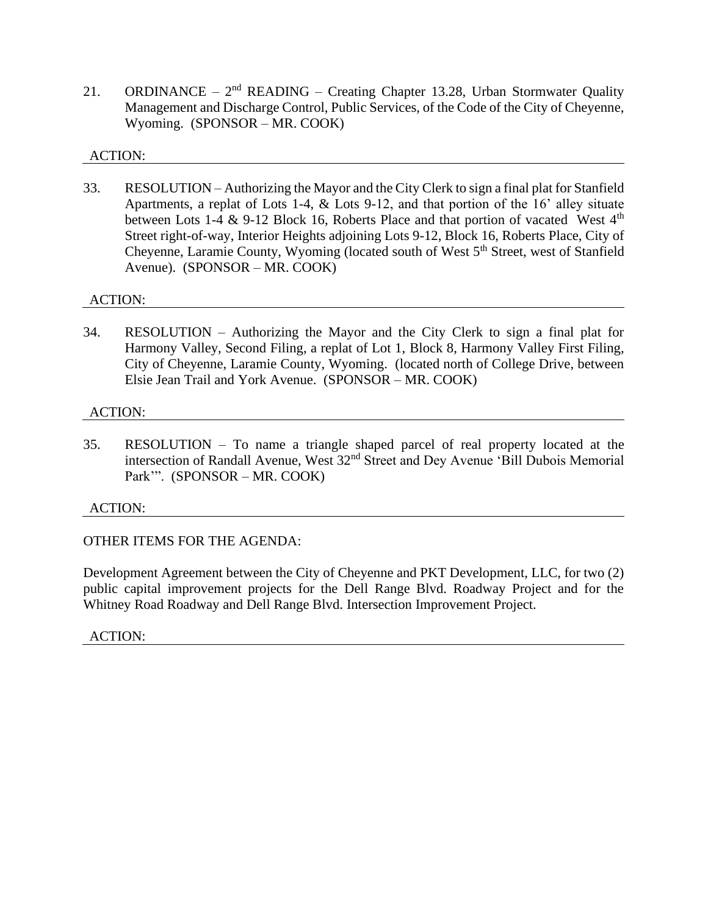21. ORDINANCE – 2nd READING – Creating Chapter 13.28, Urban Stormwater Quality Management and Discharge Control, Public Services, of the Code of the City of Cheyenne, Wyoming. (SPONSOR – MR. COOK)

ACTION:

33. RESOLUTION – Authorizing the Mayor and the City Clerk to sign a final plat for Stanfield Apartments, a replat of Lots 1-4, & Lots 9-12, and that portion of the 16' alley situate between Lots 1-4 & 9-12 Block 16, Roberts Place and that portion of vacated West 4th Street right-of-way, Interior Heights adjoining Lots 9-12, Block 16, Roberts Place, City of Cheyenne, Laramie County, Wyoming (located south of West 5th Street, west of Stanfield Avenue). (SPONSOR – MR. COOK)

ACTION:

34. RESOLUTION – Authorizing the Mayor and the City Clerk to sign a final plat for Harmony Valley, Second Filing, a replat of Lot 1, Block 8, Harmony Valley First Filing, City of Cheyenne, Laramie County, Wyoming. (located north of College Drive, between Elsie Jean Trail and York Avenue. (SPONSOR – MR. COOK)

ACTION:

35. RESOLUTION – To name a triangle shaped parcel of real property located at the intersection of Randall Avenue, West 32nd Street and Dey Avenue 'Bill Dubois Memorial Park'". (SPONSOR – MR. COOK)

ACTION:

OTHER ITEMS FOR THE AGENDA:

Development Agreement between the City of Cheyenne and PKT Development, LLC, for two (2) public capital improvement projects for the Dell Range Blvd. Roadway Project and for the Whitney Road Roadway and Dell Range Blvd. Intersection Improvement Project.

ACTION: